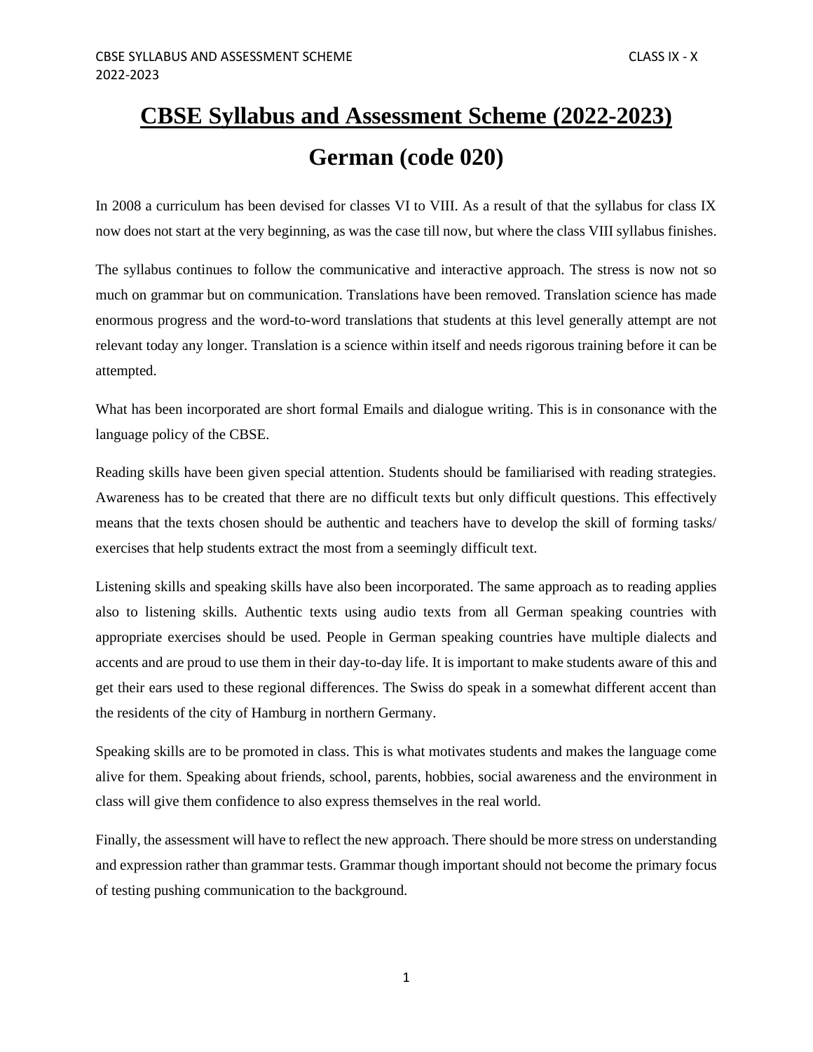# CBSE Syllabus and Assessment Scheme (2022-2023)

## German (code 020)

In 2008 a curriculum has been devised for classes VI to VIII. As a result of that the syllabus for class IX now does not start at the very beginning, as was the case till now, but where the class VIII syllabus finishes.

The syllabus continues to follow the communicative and interactive approach. The stress is now not so much on grammar but on communication. Translations have been removed. Translation science has made enormous progress and the word-to-word translations that students at this level generally attempt are not relevant today any longer. Translation is a science within itself and needs rigorous training before it can be attempted.

What has been incorporated are short formal Emails and dialogue writing. This is in consonance with the language policy of the CBSE.

Reading skills have been given special attention. Students should be familiarised with reading strategies. Awareness has to be created that there are no difficult texts but only difficult questions. This effectively means that the texts chosen should be authentic and teachers have to develop the skill of forming tasks/ exercises that help students extract the most from a seemingly difficult text.

Listening skills and speaking skills have also been incorporated. The same approach as to reading applies also to listening skills. Authentic texts using audio texts from all German speaking countries with appropriate exercises should be used. People in German speaking countries have multiple dialects and accents and are proud to use them in their day-to-day life. It is important to make students aware of this and get their ears used to these regional differences. The Swiss do speak in a somewhat different accent than the residents of the city of Hamburg in northern Germany.

Speaking skills are to be promoted in class. This is what motivates students and makes the language come alive for them. Speaking about friends, school, parents, hobbies, social awareness and the environment in class will give them confidence to also express themselves in the real world.

Finally, the assessment will have to reflect the new approach. There should be more stress on understanding and expression rather than grammar tests. Grammar though important should not become the primary focus of testing pushing communication to the background.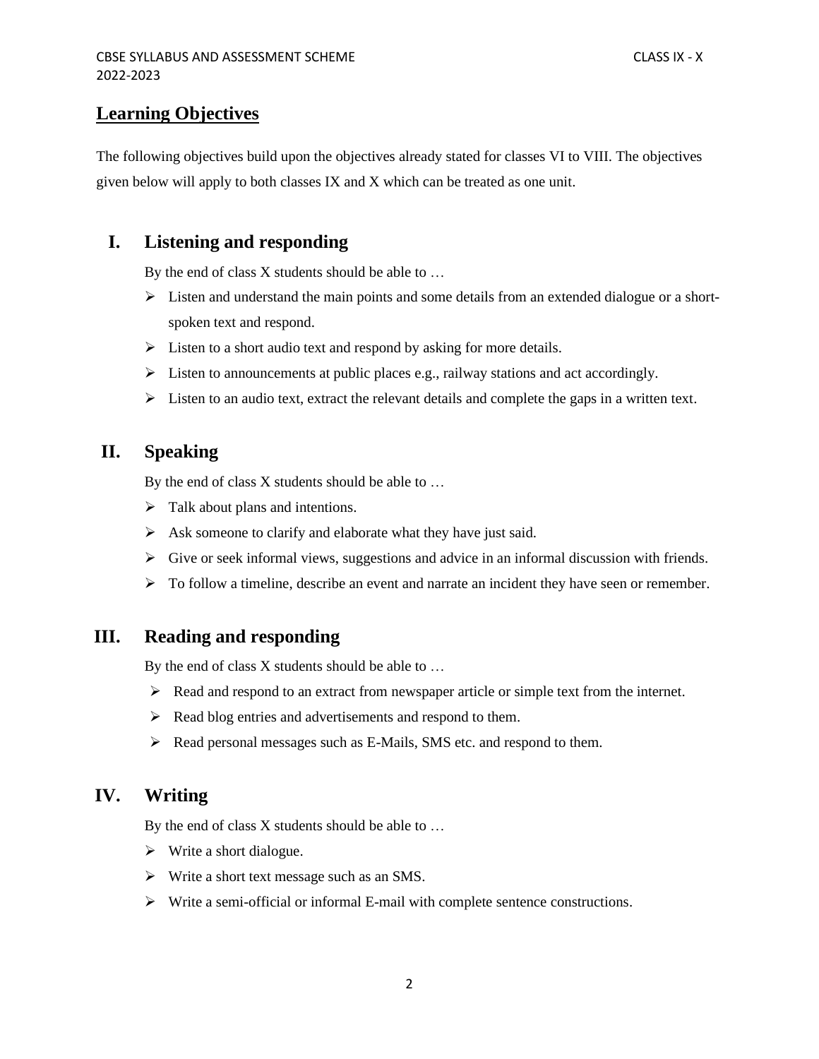## Learning Objectives

The following objectives build upon the objectives already stated for classes VI to VIII. The objectives given below will apply to both classes IX and X which can be treated as one unit.

### I. Listening and responding

By the end of class X students should be able to …

- Listen and understand the main points and some details from an extended dialogue or a short-spoken text and respond.
- Listen to a short audio text and respond by asking for more details.
- Listen to announcements at public places e.g., railway stations and act accordingly.
- Listen to an audio text, extract the relevant details and complete the gaps in a written text.

### II. Speaking

By the end of class X students should be able to …

- Talk about plans and intentions.
- Ask someone to clarify and elaborate what they have just said.
- Give or seek informal views, suggestions and advice in an informal discussion with friends.
- To follow a timeline, describe an event and narrate an incident they have seen or remember.

### III. Reading and responding

By the end of class X students should be able to …

- Read and respond to an extract from newspaper article or simple text from the internet.
- Read blog entries and advertisements and respond to them.
- Read personal messages such as E-Mails, SMS etc. and respond to them.

### IV. Writing

By the end of class X students should be able to …

- Write a short dialogue.
- Write a short text message such as an SMS.
- Write a semi-official or informal E-mail with complete sentence constructions.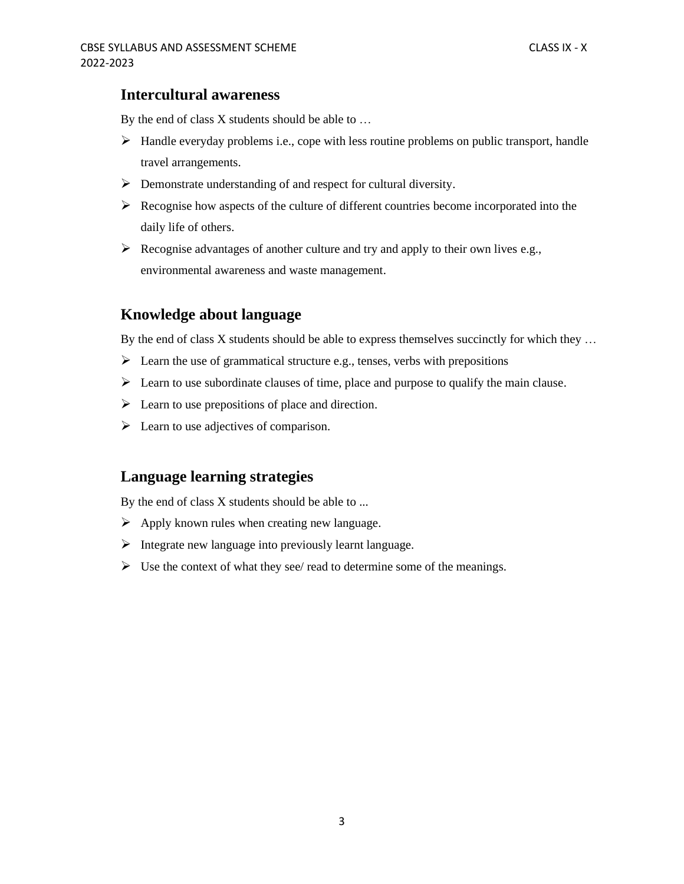## Intercultural awareness

By the end of class X students should be able to …

- Handle everyday problems i.e., cope with less routine problems on public transport, handle travel arrangements.
- Demonstrate understanding of and respect for cultural diversity.
- Recognise how aspects of the culture of different countries become incorporated into the daily life of others.
- Recognise advantages of another culture and try and apply to their own lives e.g., environmental awareness and waste management.

## Knowledge about language

By the end of class X students should be able to express themselves succinctly for which they …

- Learn the use of grammatical structure e.g., tenses, verbs with prepositions
- Learn to use subordinate clauses of time, place and purpose to qualify the main clause.
- Learn to use prepositions of place and direction.
- Learn to use adjectives of comparison.

## Language learning strategies

By the end of class X students should be able to ...

- Apply known rules when creating new language.
- Integrate new language into previously learnt language.
- Use the context of what they see/ read to determine some of the meanings.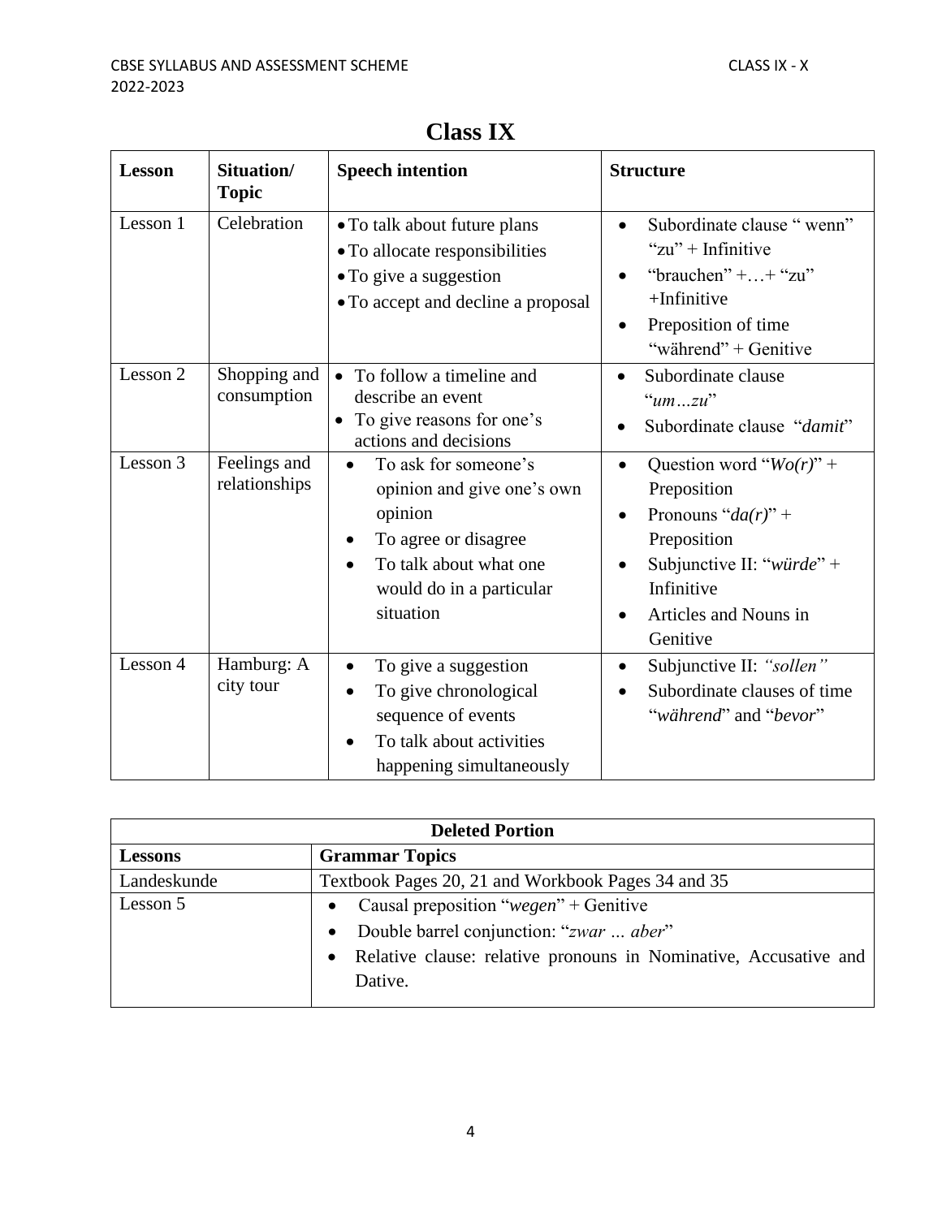# Class IX

| Lesson | Situation/ Topic | Speech intention | Structure |
|---|---|---|---|
| Lesson 1 | Celebration | • To talk about future plans<br>• To allocate responsibilities<br>• To give a suggestion<br>• To accept and decline a proposal | • Subordinate clause " wenn" "zu" + Infinitive<br>• "brauchen" +…+ "zu" +Infinitive<br>• Preposition of time "während" + Genitive |
| Lesson 2 | Shopping and consumption | • To follow a timeline and describe an event<br>• To give reasons for one's actions and decisions | • Subordinate clause "*um…zu*"<br>• Subordinate clause "*damit*" |
| Lesson 3 | Feelings and relationships | • To ask for someone's opinion and give one's own opinion<br>• To agree or disagree<br>• To talk about what one would do in a particular situation | • Question word "*Wo(r)*" + Preposition<br>• Pronouns "*da(r)*" + Preposition<br>• Subjunctive II: "*würde*" + Infinitive<br>• Articles and Nouns in Genitive |
| Lesson 4 | Hamburg: A city tour | • To give a suggestion<br>• To give chronological sequence of events<br>• To talk about activities happening simultaneously | • Subjunctive II: *"sollen"*<br>• Subordinate clauses of time "*während*" and "*bevor*" |

| Deleted Portion | |
|---|---|
| **Lessons** | **Grammar Topics** |
| Landeskunde | Textbook Pages 20, 21 and Workbook Pages 34 and 35 |
| Lesson 5 | • Causal preposition "*wegen*" + Genitive<br>• Double barrel conjunction: "*zwar … aber*"<br>• Relative clause: relative pronouns in Nominative, Accusative and Dative. |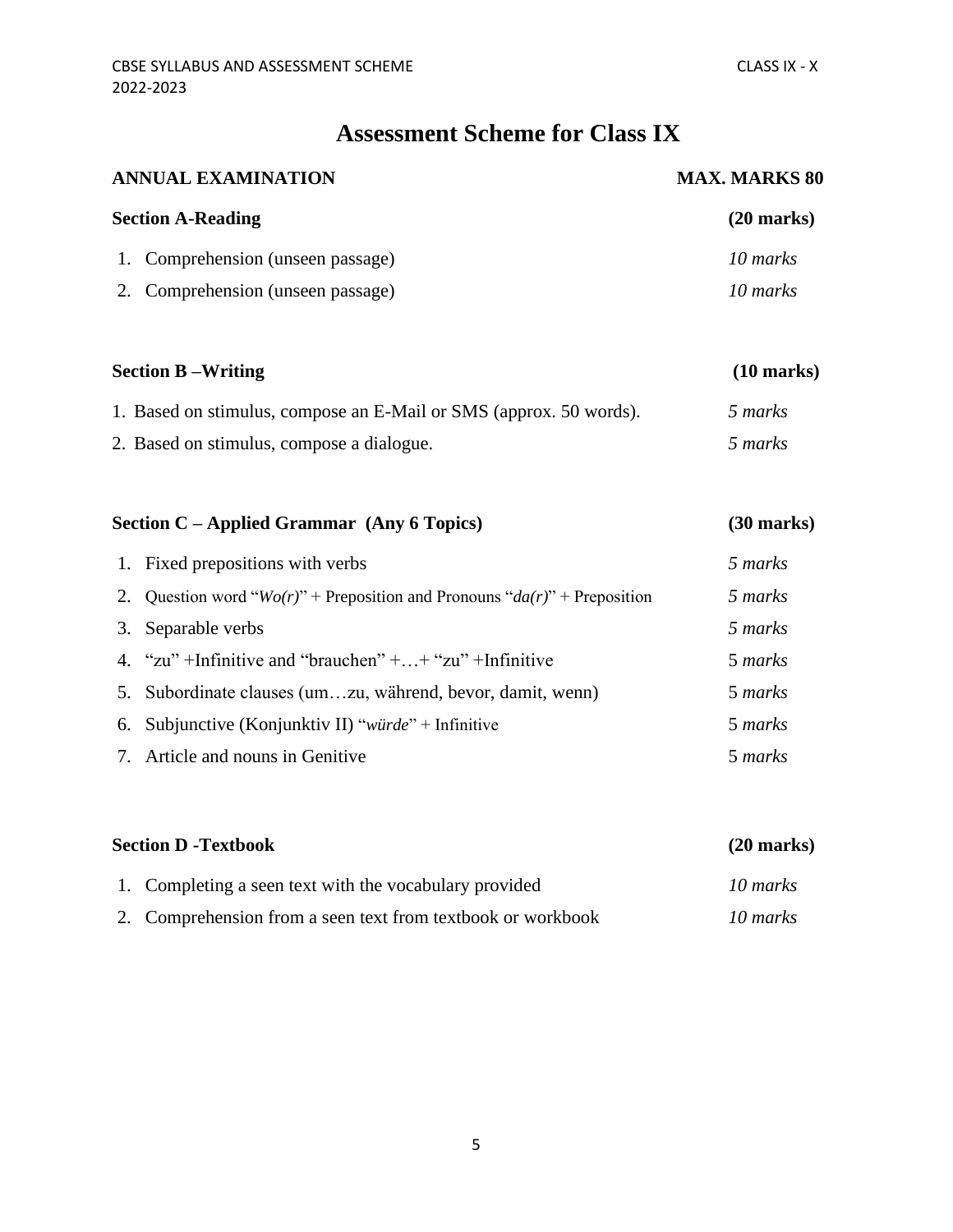# Assessment Scheme for Class IX

**ANNUAL EXAMINATION** **MAX. MARKS 80**

**Section A-Reading** **(20 marks)**

1. Comprehension (unseen passage) *10 marks*
2. Comprehension (unseen passage) *10 marks*

**Section B –Writing** **(10 marks)**

1. Based on stimulus, compose an E-Mail or SMS (approx. 50 words). *5 marks*
2. Based on stimulus, compose a dialogue. *5 marks*

**Section C – Applied Grammar (Any 6 Topics)** **(30 marks)**

1. Fixed prepositions with verbs *5 marks*
2. Question word "*Wo(r)*" + Preposition and Pronouns "*da(r)*" + Preposition *5 marks*
3. Separable verbs *5 marks*
4. "zu" +Infinitive and "brauchen" +…+ "zu" +Infinitive 5 *marks*
5. Subordinate clauses (um…zu, während, bevor, damit, wenn) 5 *marks*
6. Subjunctive (Konjunktiv II) "*würde*" + Infinitive 5 *marks*
7. Article and nouns in Genitive 5 *marks*

**Section D -Textbook** **(20 marks)**

1. Completing a seen text with the vocabulary provided *10 marks*
2. Comprehension from a seen text from textbook or workbook *10 marks*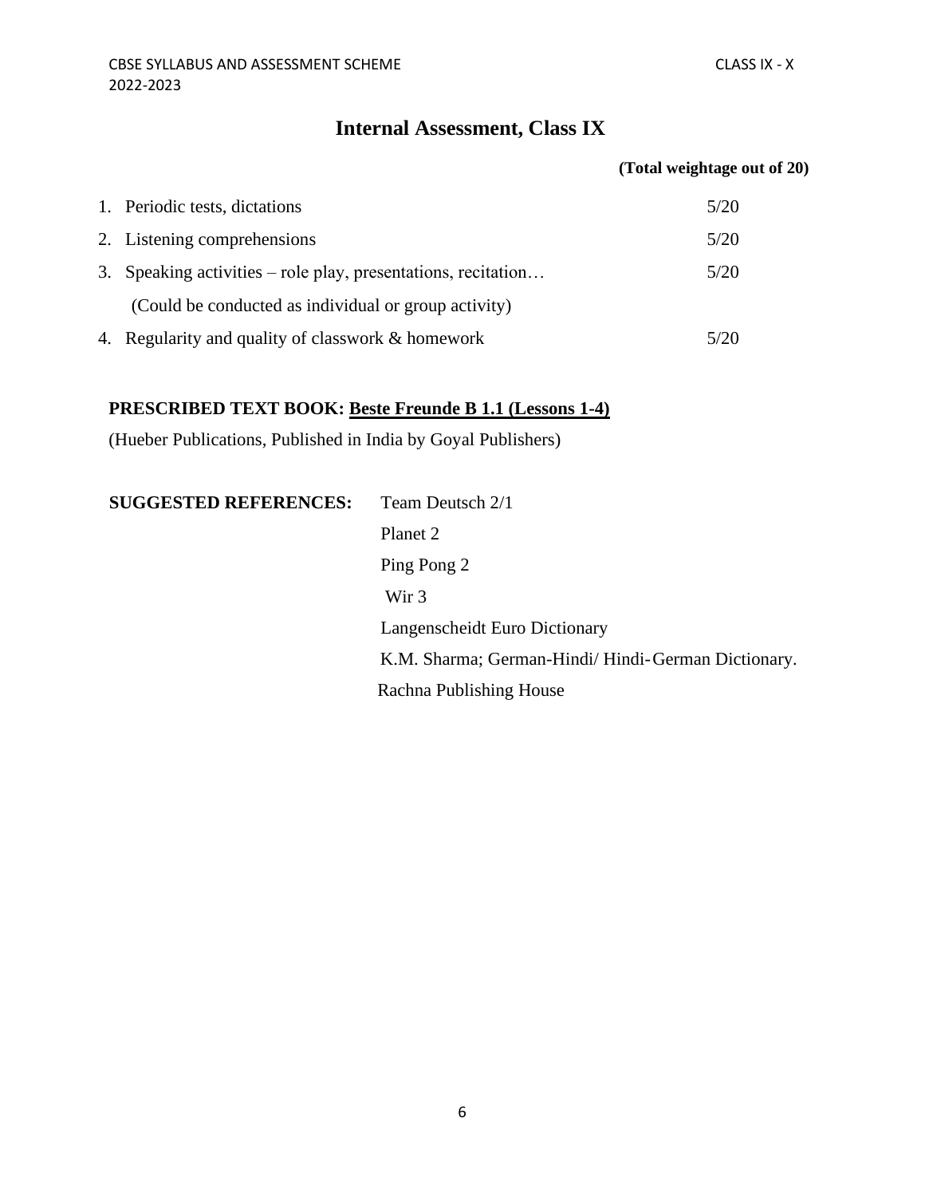## Internal Assessment, Class IX

**(Total weightage out of 20)**

1. Periodic tests, dictations 5/20
2. Listening comprehensions 5/20
3. Speaking activities – role play, presentations, recitation… 5/20
   (Could be conducted as individual or group activity)
4. Regularity and quality of classwork & homework 5/20

**PRESCRIBED TEXT BOOK: <u>Beste Freunde B 1.1 (Lessons 1-4)</u>**

(Hueber Publications, Published in India by Goyal Publishers)

**SUGGESTED REFERENCES:**

- Team Deutsch 2/1
- Planet 2
- Ping Pong 2
- Wir 3
- Langenscheidt Euro Dictionary
- K.M. Sharma; German-Hindi/ Hindi-German Dictionary. Rachna Publishing House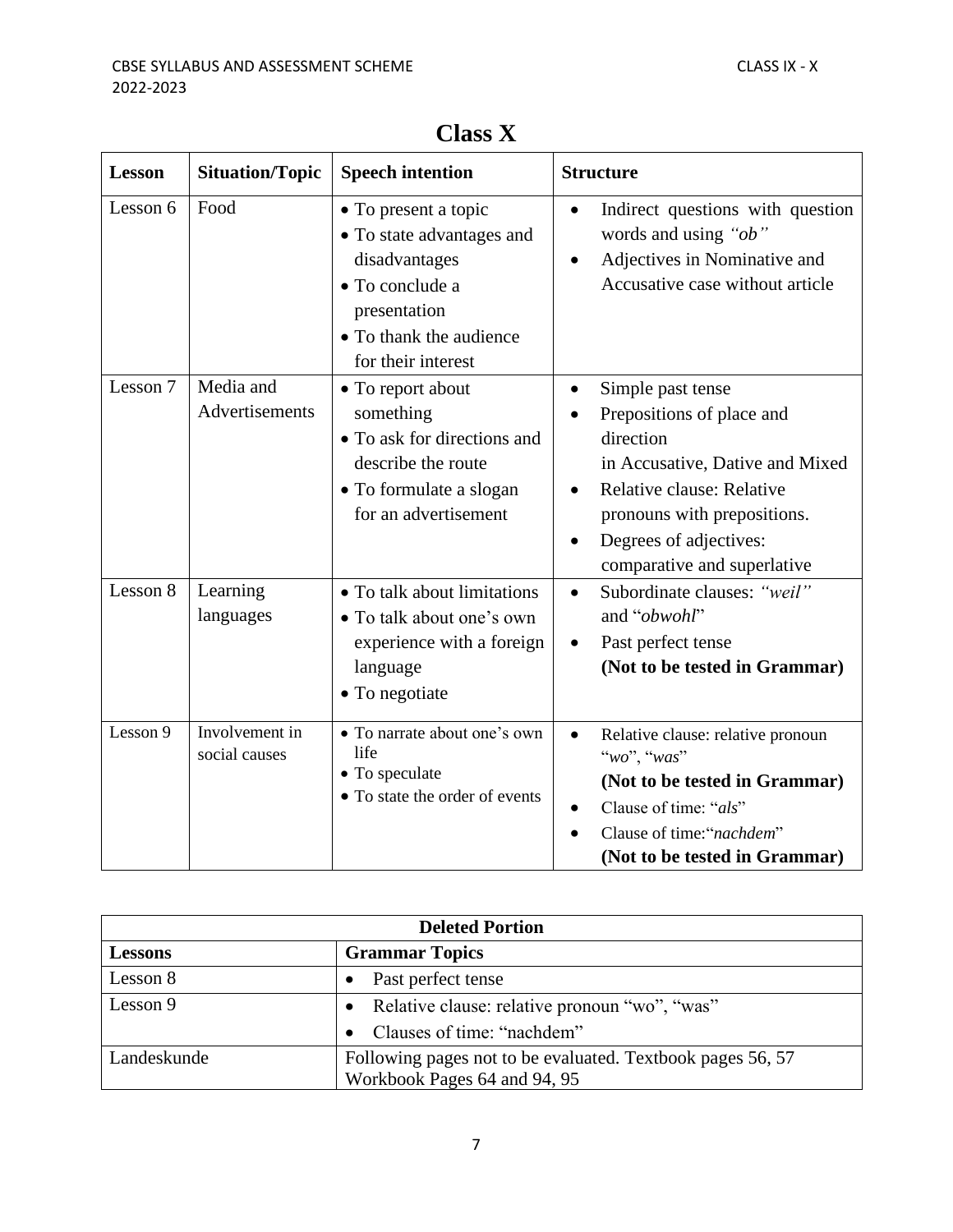## Class X

| Lesson | Situation/Topic | Speech intention | Structure |
|---|---|---|---|
| Lesson 6 | Food | • To present a topic<br>• To state advantages and disadvantages<br>• To conclude a presentation<br>• To thank the audience for their interest | • Indirect questions with question words and using *"ob"*<br>• Adjectives in Nominative and Accusative case without article |
| Lesson 7 | Media and Advertisements | • To report about something<br>• To ask for directions and describe the route<br>• To formulate a slogan for an advertisement | • Simple past tense<br>• Prepositions of place and direction in Accusative, Dative and Mixed<br>• Relative clause: Relative pronouns with prepositions.<br>• Degrees of adjectives: comparative and superlative |
| Lesson 8 | Learning languages | • To talk about limitations<br>• To talk about one's own experience with a foreign language<br>• To negotiate | • Subordinate clauses: *"weil"* and "*obwohl*"<br>• Past perfect tense **(Not to be tested in Grammar)** |
| Lesson 9 | Involvement in social causes | • To narrate about one's own life<br>• To speculate<br>• To state the order of events | • Relative clause: relative pronoun "*wo*", "*was*" **(Not to be tested in Grammar)**<br>• Clause of time: "*als*"<br>• Clause of time:"*nachdem*" **(Not to be tested in Grammar)** |

| Deleted Portion | |
|---|---|
| **Lessons** | **Grammar Topics** |
| Lesson 8 | • Past perfect tense |
| Lesson 9 | • Relative clause: relative pronoun "wo", "was"<br>• Clauses of time: "nachdem" |
| Landeskunde | Following pages not to be evaluated. Textbook pages 56, 57 Workbook Pages 64 and 94, 95 |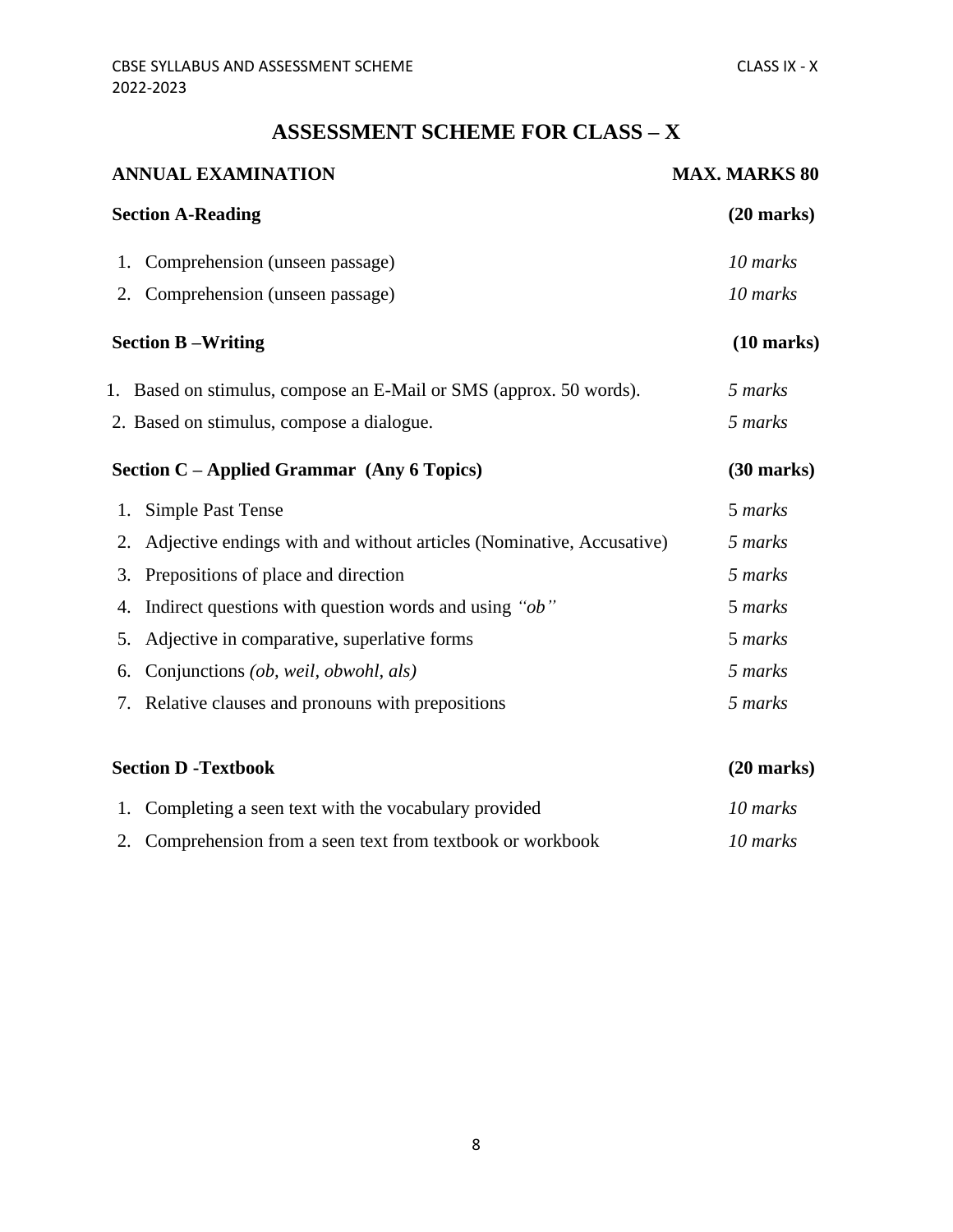# ASSESSMENT SCHEME FOR CLASS – X

| **ANNUAL EXAMINATION** | **MAX. MARKS 80** |
|---|---|
| **Section A-Reading** | **(20 marks)** |
| 1. Comprehension (unseen passage) | *10 marks* |
| 2. Comprehension (unseen passage) | *10 marks* |
| **Section B –Writing** | **(10 marks)** |
| 1. Based on stimulus, compose an E-Mail or SMS (approx. 50 words). | *5 marks* |
| 2. Based on stimulus, compose a dialogue. | *5 marks* |
| **Section C – Applied Grammar (Any 6 Topics)** | **(30 marks)** |
| 1. Simple Past Tense | 5 *marks* |
| 2. Adjective endings with and without articles (Nominative, Accusative) | *5 marks* |
| 3. Prepositions of place and direction | *5 marks* |
| 4. Indirect questions with question words and using *"ob"* | 5 *marks* |
| 5. Adjective in comparative, superlative forms | 5 *marks* |
| 6. Conjunctions *(ob, weil, obwohl, als)* | *5 marks* |
| 7. Relative clauses and pronouns with prepositions | *5 marks* |
| **Section D -Textbook** | **(20 marks)** |
| 1. Completing a seen text with the vocabulary provided | *10 marks* |
| 2. Comprehension from a seen text from textbook or workbook | *10 marks* |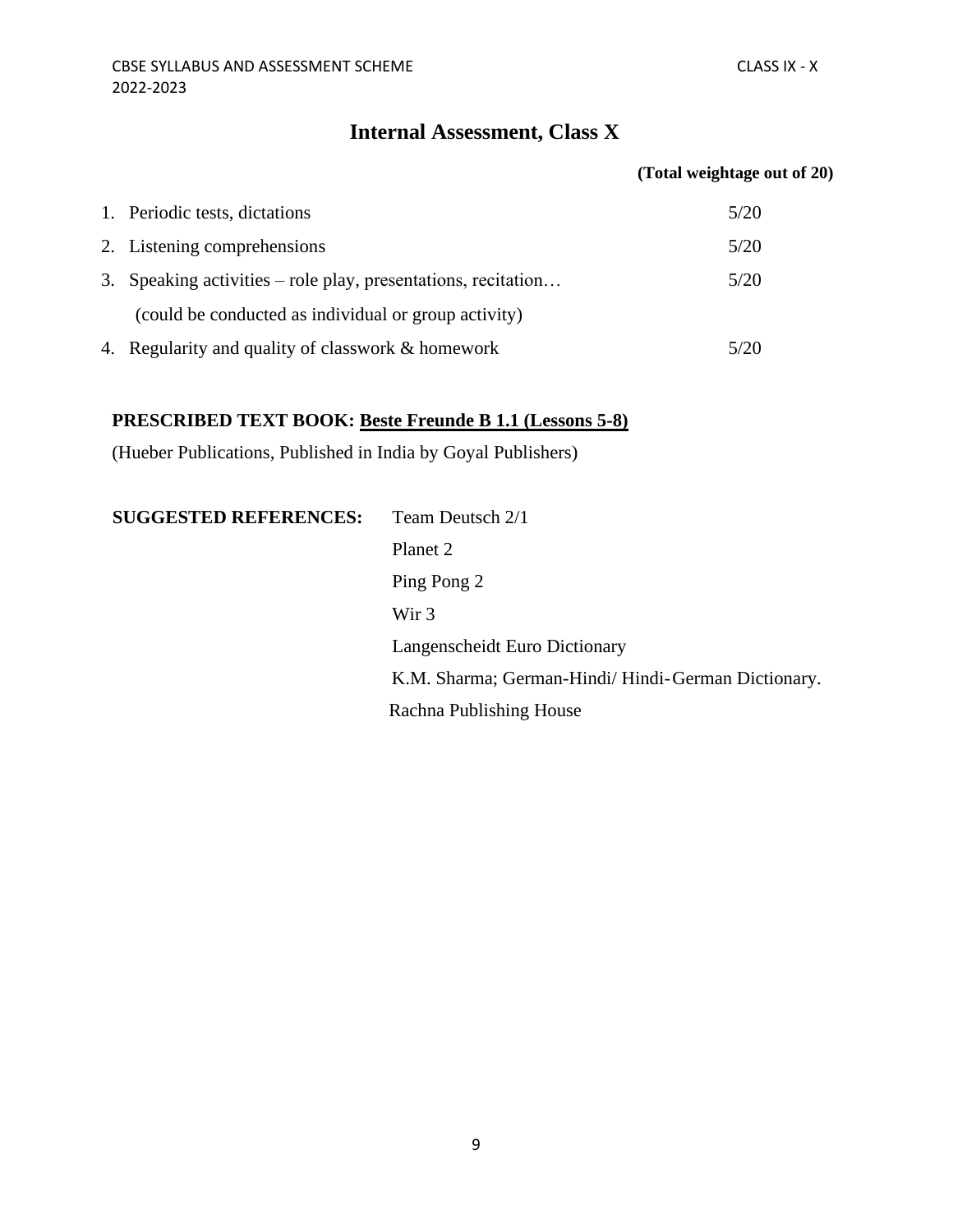## Internal Assessment, Class X

**(Total weightage out of 20)**

| | | |
|---|---|---|
| 1. | Periodic tests, dictations | 5/20 |
| 2. | Listening comprehensions | 5/20 |
| 3. | Speaking activities – role play, presentations, recitation… (could be conducted as individual or group activity) | 5/20 |
| 4. | Regularity and quality of classwork & homework | 5/20 |

**PRESCRIBED TEXT BOOK: <u>Beste Freunde B 1.1 (Lessons 5-8)</u>**

(Hueber Publications, Published in India by Goyal Publishers)

**SUGGESTED REFERENCES:**

Team Deutsch 2/1

Planet 2

Ping Pong 2

Wir 3

Langenscheidt Euro Dictionary

K.M. Sharma; German-Hindi/ Hindi-German Dictionary.

Rachna Publishing House